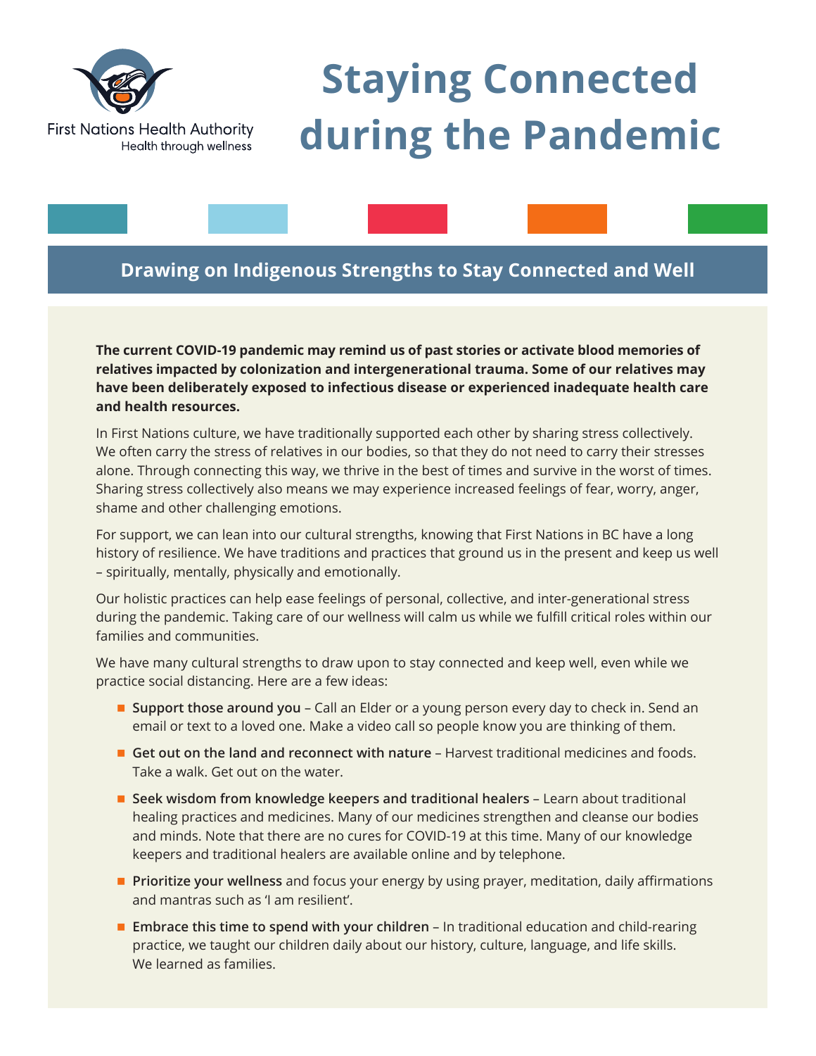First Nations Health Authority
Health through wellness

# Staying Connected during the Pandemic

## Drawing on Indigenous Strengths to Stay Connected and Well

**The current COVID-19 pandemic may remind us of past stories or activate blood memories of relatives impacted by colonization and intergenerational trauma. Some of our relatives may have been deliberately exposed to infectious disease or experienced inadequate health care and health resources.**

In First Nations culture, we have traditionally supported each other by sharing stress collectively. We often carry the stress of relatives in our bodies, so that they do not need to carry their stresses alone. Through connecting this way, we thrive in the best of times and survive in the worst of times. Sharing stress collectively also means we may experience increased feelings of fear, worry, anger, shame and other challenging emotions.

For support, we can lean into our cultural strengths, knowing that First Nations in BC have a long history of resilience. We have traditions and practices that ground us in the present and keep us well – spiritually, mentally, physically and emotionally.

Our holistic practices can help ease feelings of personal, collective, and inter-generational stress during the pandemic. Taking care of our wellness will calm us while we fulfill critical roles within our families and communities.

We have many cultural strengths to draw upon to stay connected and keep well, even while we practice social distancing. Here are a few ideas:

- **Support those around you** – Call an Elder or a young person every day to check in. Send an email or text to a loved one. Make a video call so people know you are thinking of them.
- **Get out on the land and reconnect with nature** – Harvest traditional medicines and foods. Take a walk. Get out on the water.
- **Seek wisdom from knowledge keepers and traditional healers** – Learn about traditional healing practices and medicines. Many of our medicines strengthen and cleanse our bodies and minds. Note that there are no cures for COVID-19 at this time. Many of our knowledge keepers and traditional healers are available online and by telephone.
- **Prioritize your wellness** and focus your energy by using prayer, meditation, daily affirmations and mantras such as 'I am resilient'.
- **Embrace this time to spend with your children** – In traditional education and child-rearing practice, we taught our children daily about our history, culture, language, and life skills. We learned as families.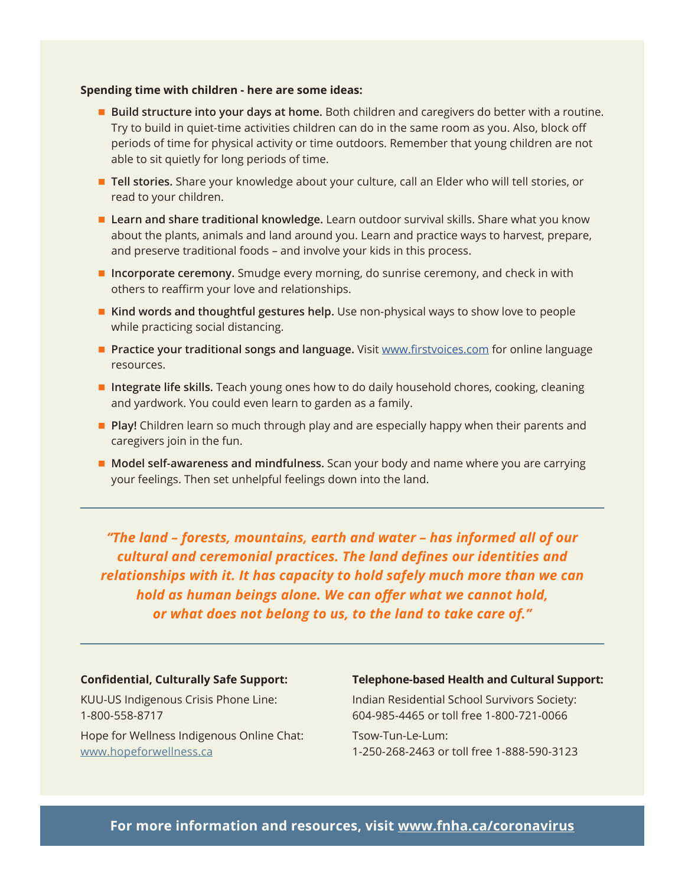**Spending time with children - here are some ideas:**

- **Build structure into your days at home.** Both children and caregivers do better with a routine. Try to build in quiet-time activities children can do in the same room as you. Also, block off periods of time for physical activity or time outdoors. Remember that young children are not able to sit quietly for long periods of time.
- **Tell stories.** Share your knowledge about your culture, call an Elder who will tell stories, or read to your children.
- **Learn and share traditional knowledge.** Learn outdoor survival skills. Share what you know about the plants, animals and land around you. Learn and practice ways to harvest, prepare, and preserve traditional foods – and involve your kids in this process.
- **Incorporate ceremony.** Smudge every morning, do sunrise ceremony, and check in with others to reaffirm your love and relationships.
- **Kind words and thoughtful gestures help.** Use non-physical ways to show love to people while practicing social distancing.
- **Practice your traditional songs and language.** Visit [www.firstvoices.com](http://www.firstvoices.com) for online language resources.
- **Integrate life skills.** Teach young ones how to do daily household chores, cooking, cleaning and yardwork. You could even learn to garden as a family.
- **Play!** Children learn so much through play and are especially happy when their parents and caregivers join in the fun.
- **Model self-awareness and mindfulness.** Scan your body and name where you are carrying your feelings. Then set unhelpful feelings down into the land.

---

***"The land – forests, mountains, earth and water – has informed all of our cultural and ceremonial practices. The land defines our identities and relationships with it. It has capacity to hold safely much more than we can hold as human beings alone. We can offer what we cannot hold, or what does not belong to us, to the land to take care of."***

---

**Confidential, Culturally Safe Support:**

KUU-US Indigenous Crisis Phone Line:
1-800-558-8717

Hope for Wellness Indigenous Online Chat:
[www.hopeforwellness.ca](http://www.hopeforwellness.ca)

**Telephone-based Health and Cultural Support:**

Indian Residential School Survivors Society:
604-985-4465 or toll free 1-800-721-0066

Tsow-Tun-Le-Lum:
1-250-268-2463 or toll free 1-888-590-3123

**For more information and resources, visit [www.fnha.ca/coronavirus](http://www.fnha.ca/coronavirus)**